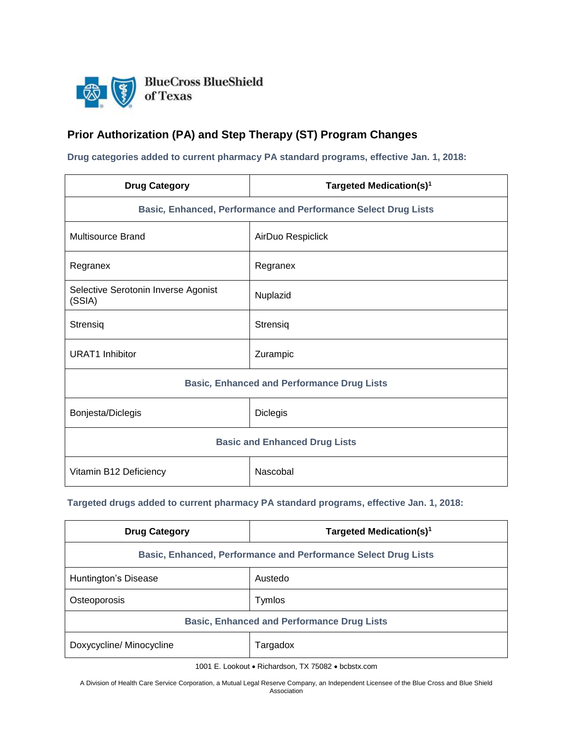# Prior Authorization (PA) and Step Therapy (ST) Program Changes

**Drug categories added to current pharmacy PA standard programs, effective Jan. 1, 2018:**

| Drug Category | Targeted Medication(s)[1] |
|---|---|
| **Basic, Enhanced, Performance and Performance Select Drug Lists** | |
| Multisource Brand | AirDuo Respiclick |
| Regranex | Regranex |
| Selective Serotonin Inverse Agonist (SSIA) | Nuplazid |
| Strensiq | Strensiq |
| URAT1 Inhibitor | Zurampic |
| **Basic, Enhanced and Performance Drug Lists** | |
| Bonjesta/Diclegis | Diclegis |
| **Basic and Enhanced Drug Lists** | |
| Vitamin B12 Deficiency | Nascobal |

**Targeted drugs added to current pharmacy PA standard programs, effective Jan. 1, 2018:**

| Drug Category | Targeted Medication(s)[1] |
|---|---|
| **Basic, Enhanced, Performance and Performance Select Drug Lists** | |
| Huntington's Disease | Austedo |
| Osteoporosis | Tymlos |
| **Basic, Enhanced and Performance Drug Lists** | |
| Doxycycline/ Minocycline | Targadox |

1001 E. Lookout • Richardson, TX 75082 • bcbstx.com

A Division of Health Care Service Corporation, a Mutual Legal Reserve Company, an Independent Licensee of the Blue Cross and Blue Shield Association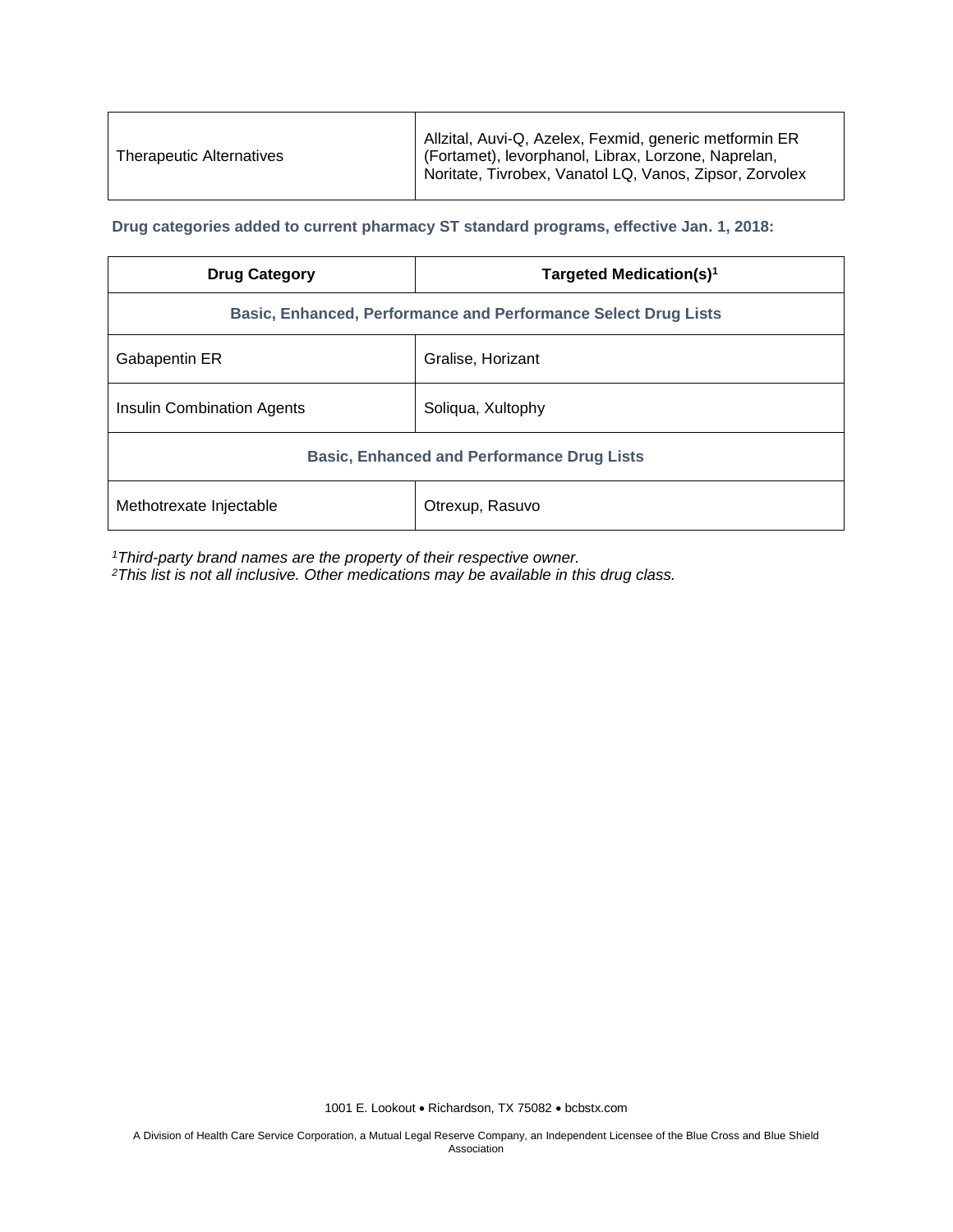| | |
|---|---|
| Therapeutic Alternatives | Allzital, Auvi-Q, Azelex, Fexmid, generic metformin ER (Fortamet), levorphanol, Librax, Lorzone, Naprelan, Noritate, Tivrobex, Vanatol LQ, Vanos, Zipsor, Zorvolex |

**Drug categories added to current pharmacy ST standard programs, effective Jan. 1, 2018:**

| Drug Category | Targeted Medication(s)[1] |
|---|---|
| **Basic, Enhanced, Performance and Performance Select Drug Lists** | |
| Gabapentin ER | Gralise, Horizant |
| Insulin Combination Agents | Soliqua, Xultophy |
| **Basic, Enhanced and Performance Drug Lists** | |
| Methotrexate Injectable | Otrexup, Rasuvo |

*[1]Third-party brand names are the property of their respective owner.*
*[2]This list is not all inclusive. Other medications may be available in this drug class.*

1001 E. Lookout • Richardson, TX 75082 • bcbstx.com

A Division of Health Care Service Corporation, a Mutual Legal Reserve Company, an Independent Licensee of the Blue Cross and Blue Shield Association